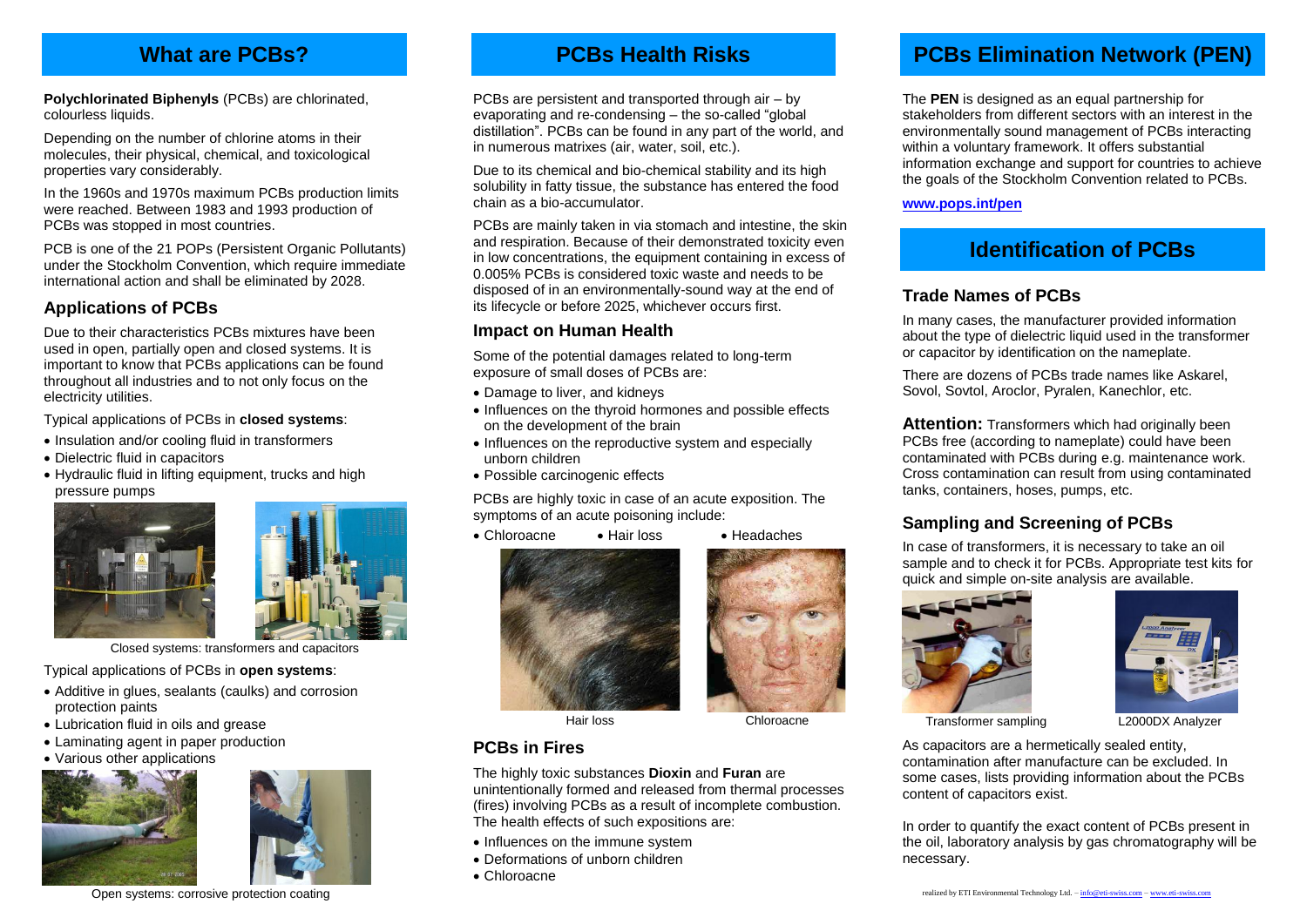# What are PCBs?

**Polychlorinated Biphenyls** (PCBs) are chlorinated, colourless liquids.

Depending on the number of chlorine atoms in their molecules, their physical, chemical, and toxicological properties vary considerably.

In the 1960s and 1970s maximum PCBs production limits were reached. Between 1983 and 1993 production of PCBs was stopped in most countries.

PCB is one of the 21 POPs (Persistent Organic Pollutants) under the Stockholm Convention, which require immediate international action and shall be eliminated by 2028.

## Applications of PCBs

Due to their characteristics PCBs mixtures have been used in open, partially open and closed systems. It is important to know that PCBs applications can be found throughout all industries and to not only focus on the electricity utilities.

Typical applications of PCBs in **closed systems**:

- Insulation and/or cooling fluid in transformers
- Dielectric fluid in capacitors
- Hydraulic fluid in lifting equipment, trucks and high pressure pumps

Closed systems: transformers and capacitors

Typical applications of PCBs in **open systems**:

- Additive in glues, sealants (caulks) and corrosion protection paints
- Lubrication fluid in oils and grease
- Laminating agent in paper production
- Various other applications

Open systems: corrosive protection coating

# PCBs Health Risks

PCBs are persistent and transported through air – by evaporating and re-condensing – the so-called "global distillation". PCBs can be found in any part of the world, and in numerous matrixes (air, water, soil, etc.).

Due to its chemical and bio-chemical stability and its high solubility in fatty tissue, the substance has entered the food chain as a bio-accumulator.

PCBs are mainly taken in via stomach and intestine, the skin and respiration. Because of their demonstrated toxicity even in low concentrations, the equipment containing in excess of 0.005% PCBs is considered toxic waste and needs to be disposed of in an environmentally-sound way at the end of its lifecycle or before 2025, whichever occurs first.

## Impact on Human Health

Some of the potential damages related to long-term exposure of small doses of PCBs are:

- Damage to liver, and kidneys
- Influences on the thyroid hormones and possible effects on the development of the brain
- Influences on the reproductive system and especially unborn children
- Possible carcinogenic effects

PCBs are highly toxic in case of an acute exposition. The symptoms of an acute poisoning include:

- Chloroacne
- Hair loss
- Headaches

Hair loss

Chloroacne

## PCBs in Fires

The highly toxic substances **Dioxin** and **Furan** are unintentionally formed and released from thermal processes (fires) involving PCBs as a result of incomplete combustion. The health effects of such expositions are:

- Influences on the immune system
- Deformations of unborn children
- Chloroacne

# PCBs Elimination Network (PEN)

The **PEN** is designed as an equal partnership for stakeholders from different sectors with an interest in the environmentally sound management of PCBs interacting within a voluntary framework. It offers substantial information exchange and support for countries to achieve the goals of the Stockholm Convention related to PCBs.

**www.pops.int/pen**

# Identification of PCBs

## Trade Names of PCBs

In many cases, the manufacturer provided information about the type of dielectric liquid used in the transformer or capacitor by identification on the nameplate.

There are dozens of PCBs trade names like Askarel, Sovol, Sovtol, Aroclor, Pyralen, Kanechlor, etc.

**Attention:** Transformers which had originally been PCBs free (according to nameplate) could have been contaminated with PCBs during e.g. maintenance work. Cross contamination can result from using contaminated tanks, containers, hoses, pumps, etc.

## Sampling and Screening of PCBs

In case of transformers, it is necessary to take an oil sample and to check it for PCBs. Appropriate test kits for quick and simple on-site analysis are available.

Transformer sampling

L2000DX Analyzer

As capacitors are a hermetically sealed entity, contamination after manufacture can be excluded. In some cases, lists providing information about the PCBs content of capacitors exist.

In order to quantify the exact content of PCBs present in the oil, laboratory analysis by gas chromatography will be necessary.

realized by ETI Environmental Technology Ltd. – info@eti-swiss.com – www.eti-swiss.com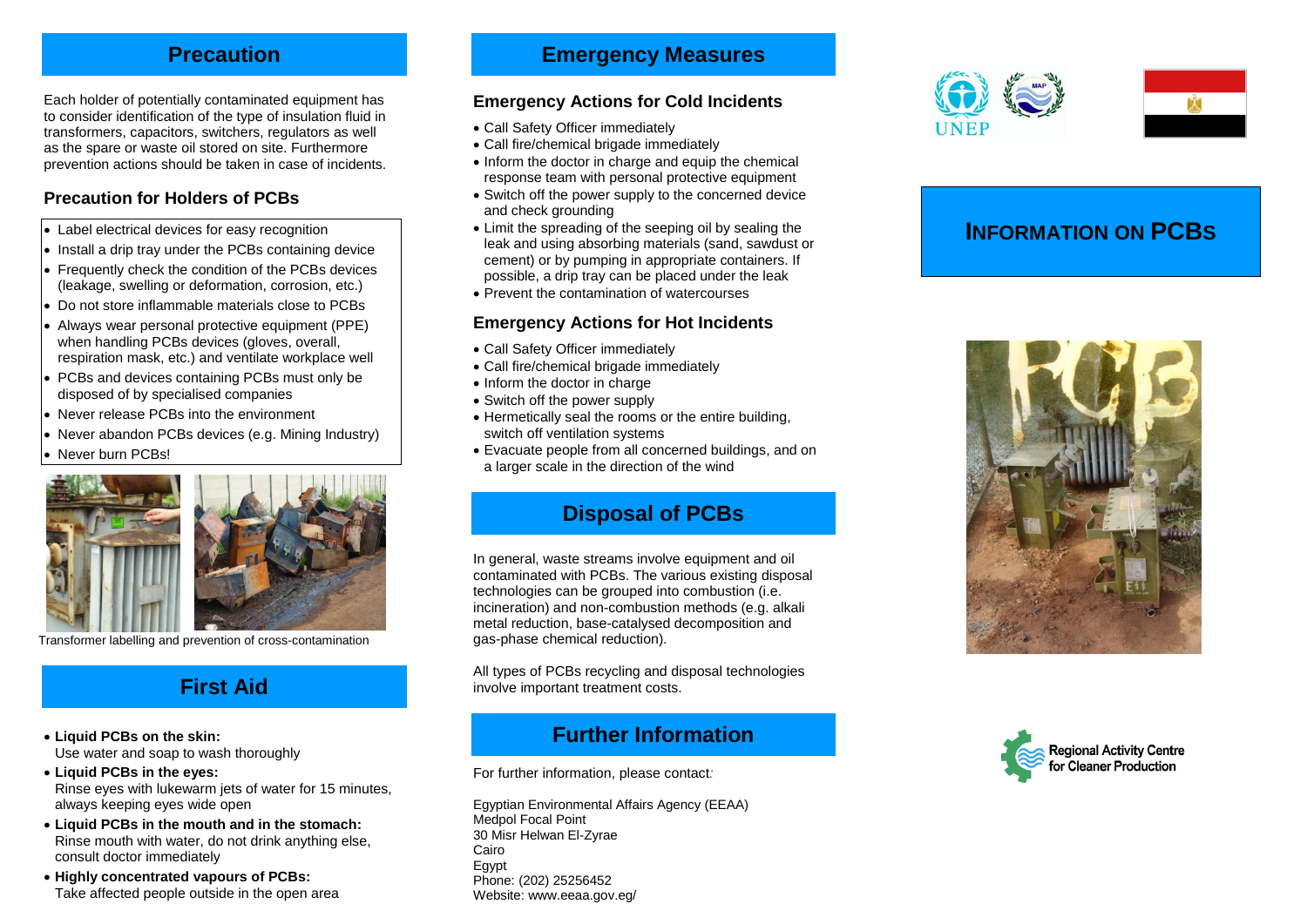## Precaution

Each holder of potentially contaminated equipment has to consider identification of the type of insulation fluid in transformers, capacitors, switchers, regulators as well as the spare or waste oil stored on site. Furthermore prevention actions should be taken in case of incidents.

### Precaution for Holders of PCBs

- Label electrical devices for easy recognition
- Install a drip tray under the PCBs containing device
- Frequently check the condition of the PCBs devices (leakage, swelling or deformation, corrosion, etc.)
- Do not store inflammable materials close to PCBs
- Always wear personal protective equipment (PPE) when handling PCBs devices (gloves, overall, respiration mask, etc.) and ventilate workplace well
- PCBs and devices containing PCBs must only be disposed of by specialised companies
- Never release PCBs into the environment
- Never abandon PCBs devices (e.g. Mining Industry)
- Never burn PCBs!

Transformer labelling and prevention of cross-contamination

## First Aid

- **Liquid PCBs on the skin:** Use water and soap to wash thoroughly
- **Liquid PCBs in the eyes:** Rinse eyes with lukewarm jets of water for 15 minutes, always keeping eyes wide open
- **Liquid PCBs in the mouth and in the stomach:** Rinse mouth with water, do not drink anything else, consult doctor immediately
- **Highly concentrated vapours of PCBs:** Take affected people outside in the open area

## Emergency Measures

### Emergency Actions for Cold Incidents

- Call Safety Officer immediately
- Call fire/chemical brigade immediately
- Inform the doctor in charge and equip the chemical response team with personal protective equipment
- Switch off the power supply to the concerned device and check grounding
- Limit the spreading of the seeping oil by sealing the leak and using absorbing materials (sand, sawdust or cement) or by pumping in appropriate containers. If possible, a drip tray can be placed under the leak
- Prevent the contamination of watercourses

### Emergency Actions for Hot Incidents

- Call Safety Officer immediately
- Call fire/chemical brigade immediately
- Inform the doctor in charge
- Switch off the power supply
- Hermetically seal the rooms or the entire building, switch off ventilation systems
- Evacuate people from all concerned buildings, and on a larger scale in the direction of the wind

## Disposal of PCBs

In general, waste streams involve equipment and oil contaminated with PCBs. The various existing disposal technologies can be grouped into combustion (i.e. incineration) and non-combustion methods (e.g. alkali metal reduction, base-catalysed decomposition and gas-phase chemical reduction).

All types of PCBs recycling and disposal technologies involve important treatment costs.

## Further Information

For further information, please contact:

Egyptian Environmental Affairs Agency (EEAA)
Medpol Focal Point
30 Misr Helwan El-Zyrae
Cairo
Egypt
Phone: (202) 25256452
Website: www.eeaa.gov.eg/

UNEP

MAP

# INFORMATION ON PCBS

Regional Activity Centre for Cleaner Production